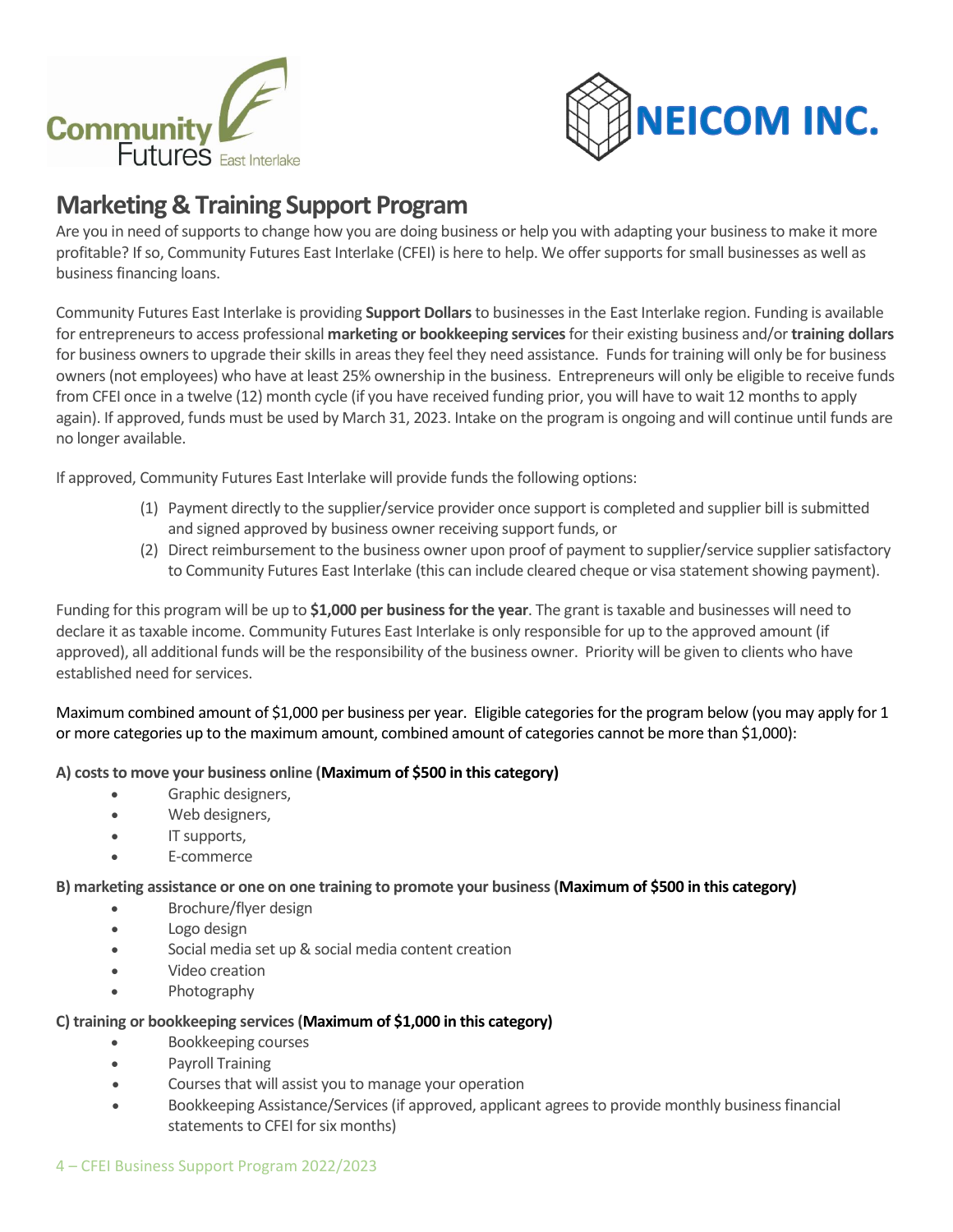# Marketing & Training Support Program

Are you in need of supports to change how you are doing business or help you with adapting your business to make it more profitable? If so, Community Futures East Interlake (CFEI) is here to help. We offer supports for small businesses as well as business financing loans.

Community Futures East Interlake is providing **Support Dollars** to businesses in the East Interlake region. Funding is available for entrepreneurs to access professional **marketing or bookkeeping services** for their existing business and/or **training dollars** for business owners to upgrade their skills in areas they feel they need assistance. Funds for training will only be for business owners (not employees) who have at least 25% ownership in the business. Entrepreneurs will only be eligible to receive funds from CFEI once in a twelve (12) month cycle (if you have received funding prior, you will have to wait 12 months to apply again). If approved, funds must be used by March 31, 2023. Intake on the program is ongoing and will continue until funds are no longer available.

If approved, Community Futures East Interlake will provide funds the following options:

(1) Payment directly to the supplier/service provider once support is completed and supplier bill is submitted and signed approved by business owner receiving support funds, or
(2) Direct reimbursement to the business owner upon proof of payment to supplier/service supplier satisfactory to Community Futures East Interlake (this can include cleared cheque or visa statement showing payment).

Funding for this program will be up to **$1,000 per business for the year**. The grant is taxable and businesses will need to declare it as taxable income. Community Futures East Interlake is only responsible for up to the approved amount (if approved), all additional funds will be the responsibility of the business owner. Priority will be given to clients who have established need for services.

Maximum combined amount of $1,000 per business per year. Eligible categories for the program below (you may apply for 1 or more categories up to the maximum amount, combined amount of categories cannot be more than $1,000):

**A) costs to move your business online (Maximum of $500 in this category)**

- Graphic designers,
- Web designers,
- IT supports,
- E-commerce

**B) marketing assistance or one on one training to promote your business (Maximum of $500 in this category)**

- Brochure/flyer design
- Logo design
- Social media set up & social media content creation
- Video creation
- Photography

**C) training or bookkeeping services (Maximum of $1,000 in this category)**

- Bookkeeping courses
- Payroll Training
- Courses that will assist you to manage your operation
- Bookkeeping Assistance/Services (if approved, applicant agrees to provide monthly business financial statements to CFEI for six months)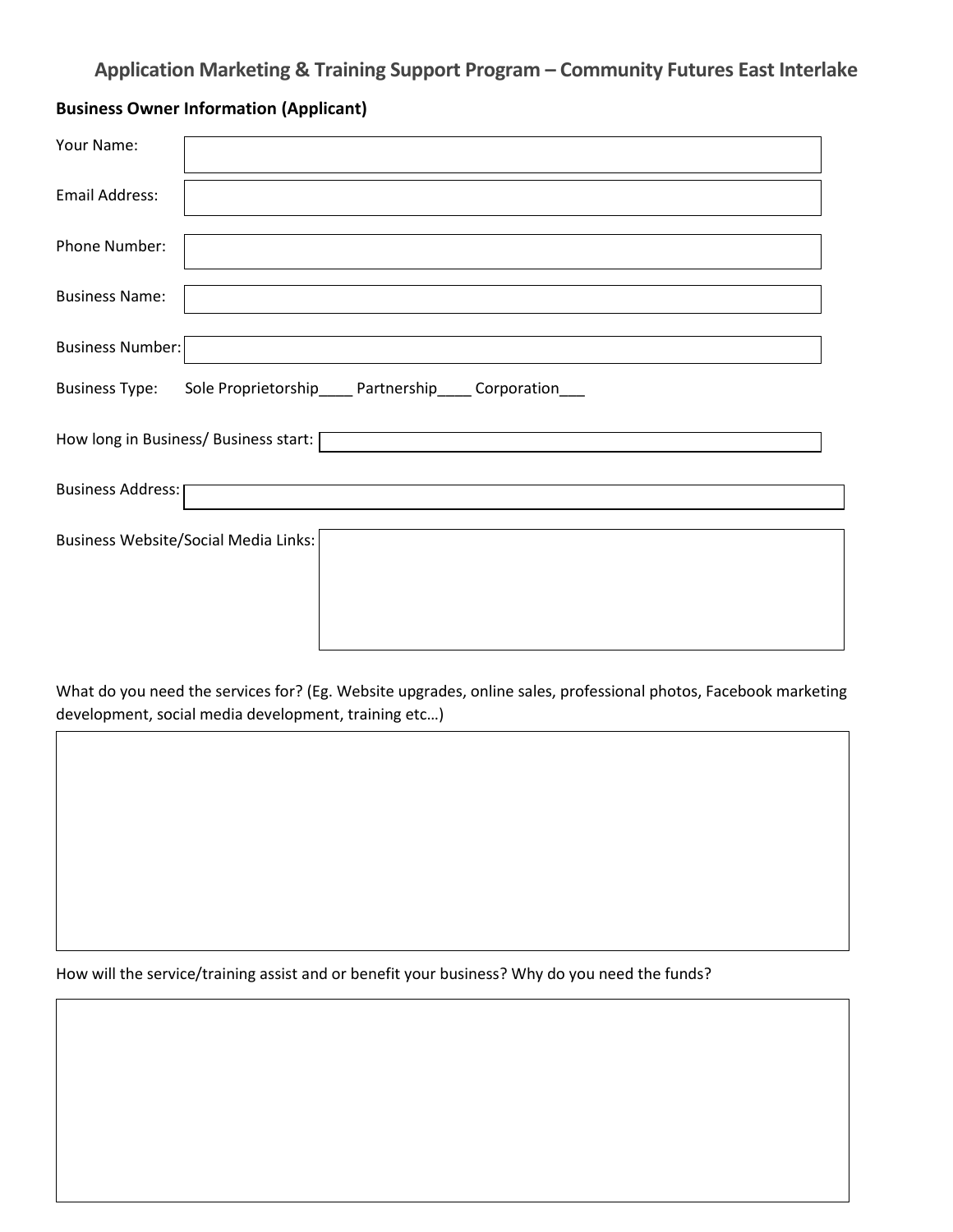# Application Marketing & Training Support Program – Community Futures East Interlake

**Business Owner Information (Applicant)**

Your Name:

Email Address:

Phone Number:

Business Name:

Business Number:

Business Type: Sole Proprietorship____ Partnership____ Corporation___

How long in Business/ Business start:

Business Address:

Business Website/Social Media Links:

What do you need the services for? (Eg. Website upgrades, online sales, professional photos, Facebook marketing development, social media development, training etc…)

How will the service/training assist and or benefit your business? Why do you need the funds?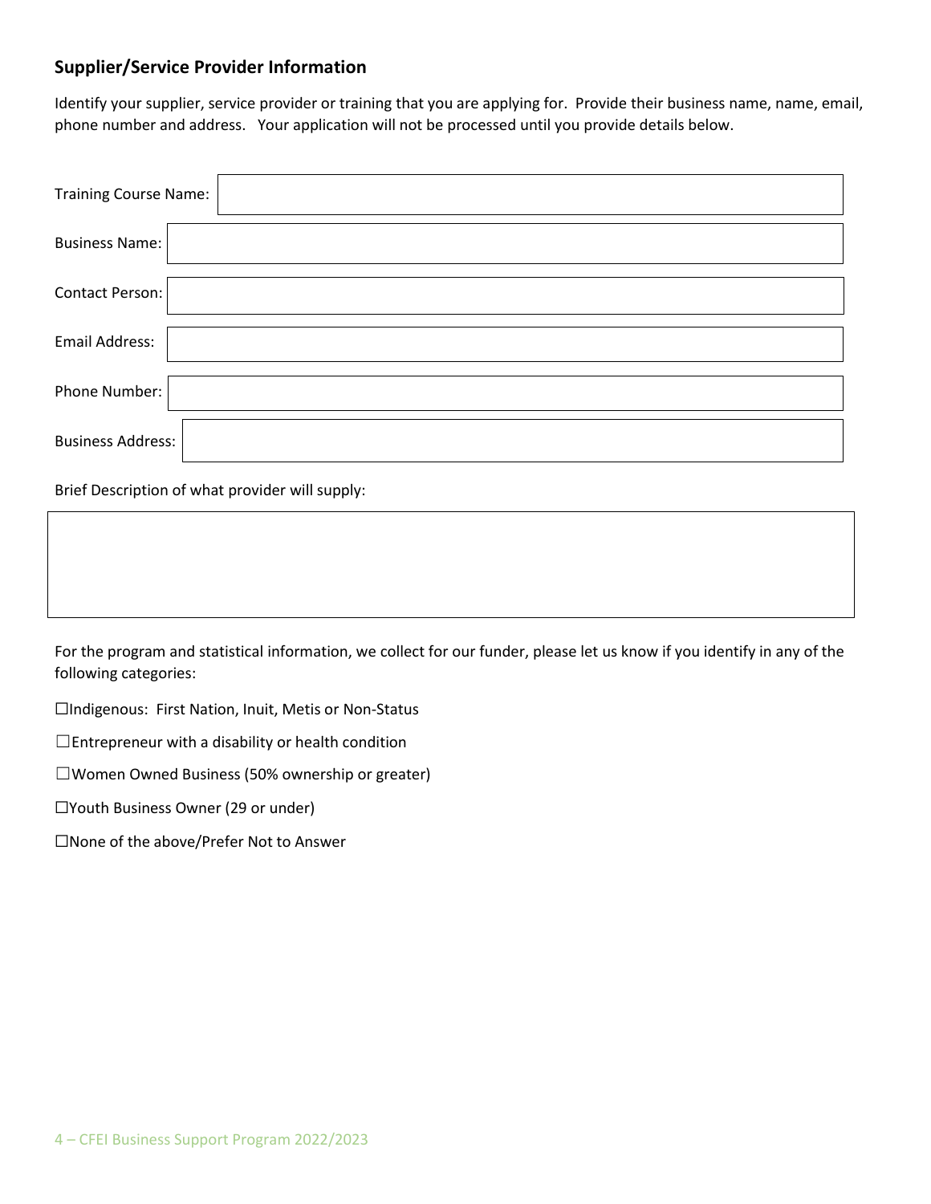## Supplier/Service Provider Information

Identify your supplier, service provider or training that you are applying for. Provide their business name, name, email, phone number and address. Your application will not be processed until you provide details below.

Training Course Name:

Business Name:

Contact Person:

Email Address:

Phone Number:

Business Address:

Brief Description of what provider will supply:

For the program and statistical information, we collect for our funder, please let us know if you identify in any of the following categories:

☐Indigenous: First Nation, Inuit, Metis or Non-Status

☐Entrepreneur with a disability or health condition

☐Women Owned Business (50% ownership or greater)

☐Youth Business Owner (29 or under)

☐None of the above/Prefer Not to Answer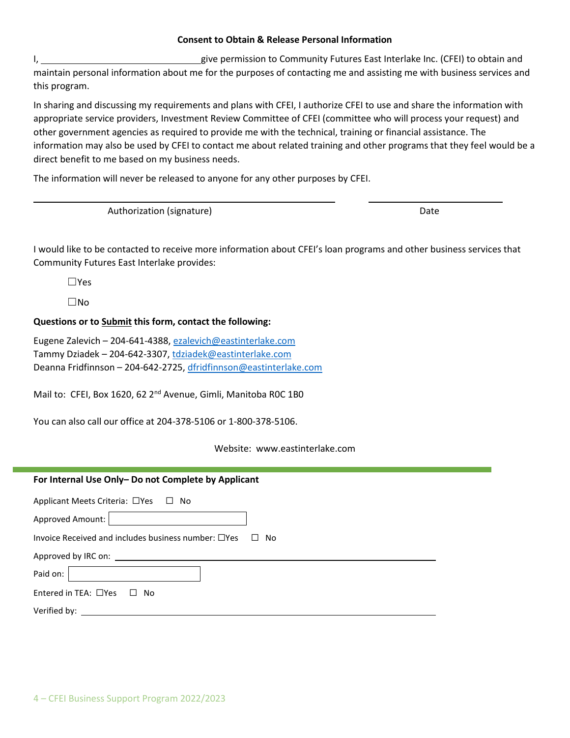### Consent to Obtain & Release Personal Information

I, ______________________________ give permission to Community Futures East Interlake Inc. (CFEI) to obtain and maintain personal information about me for the purposes of contacting me and assisting me with business services and this program.

In sharing and discussing my requirements and plans with CFEI, I authorize CFEI to use and share the information with appropriate service providers, Investment Review Committee of CFEI (committee who will process your request) and other government agencies as required to provide me with the technical, training or financial assistance. The information may also be used by CFEI to contact me about related training and other programs that they feel would be a direct benefit to me based on my business needs.

The information will never be released to anyone for any other purposes by CFEI.

______________________________________________ ____________________

Authorization (signature) Date

I would like to be contacted to receive more information about CFEI's loan programs and other business services that Community Futures East Interlake provides:

☐Yes

☐No

**Questions or to Submit this form, contact the following:**

Eugene Zalevich – 204-641-4388, ezalevich@eastinterlake.com
Tammy Dziadek – 204-642-3307, tdziadek@eastinterlake.com
Deanna Fridfinnson – 204-642-2725, dfridfinnson@eastinterlake.com

Mail to: CFEI, Box 1620, 62 2nd Avenue, Gimli, Manitoba R0C 1B0

You can also call our office at 204-378-5106 or 1-800-378-5106.

Website: www.eastinterlake.com

---

**For Internal Use Only– Do not Complete by Applicant**

Applicant Meets Criteria: ☐Yes ☐ No

Approved Amount: ____________________

Invoice Received and includes business number: ☐Yes ☐ No

Approved by IRC on: ______________________________________________

Paid on: ____________________

Entered in TEA: ☐Yes ☐ No

Verified by: ______________________________________________